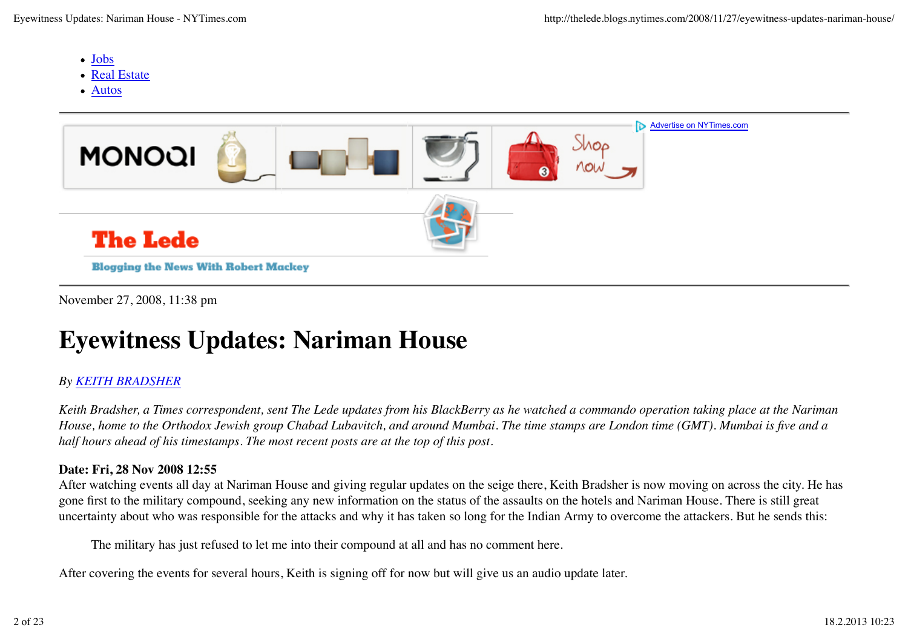- Jobs
- Real Estate
- Autos

Advertise on NYTimes.com

The Lede

Blogging the News With Robert Mackey

November 27, 2008, 11:38 pm

# Eyewitness Updates: Nariman House

*By KEITH BRADSHER*

*Keith Bradsher, a Times correspondent, sent The Lede updates from his BlackBerry as he watched a commando operation taking place at the Nariman House, home to the Orthodox Jewish group Chabad Lubavitch, and around Mumbai. The time stamps are London time (GMT). Mumbai is five and a half hours ahead of his timestamps. The most recent posts are at the top of this post.*

**Date: Fri, 28 Nov 2008 12:55**
After watching events all day at Nariman House and giving regular updates on the seige there, Keith Bradsher is now moving on across the city. He has gone first to the military compound, seeking any new information on the status of the assaults on the hotels and Nariman House. There is still great uncertainty about who was responsible for the attacks and why it has taken so long for the Indian Army to overcome the attackers. But he sends this:

> The military has just refused to let me into their compound at all and has no comment here.

After covering the events for several hours, Keith is signing off for now but will give us an audio update later.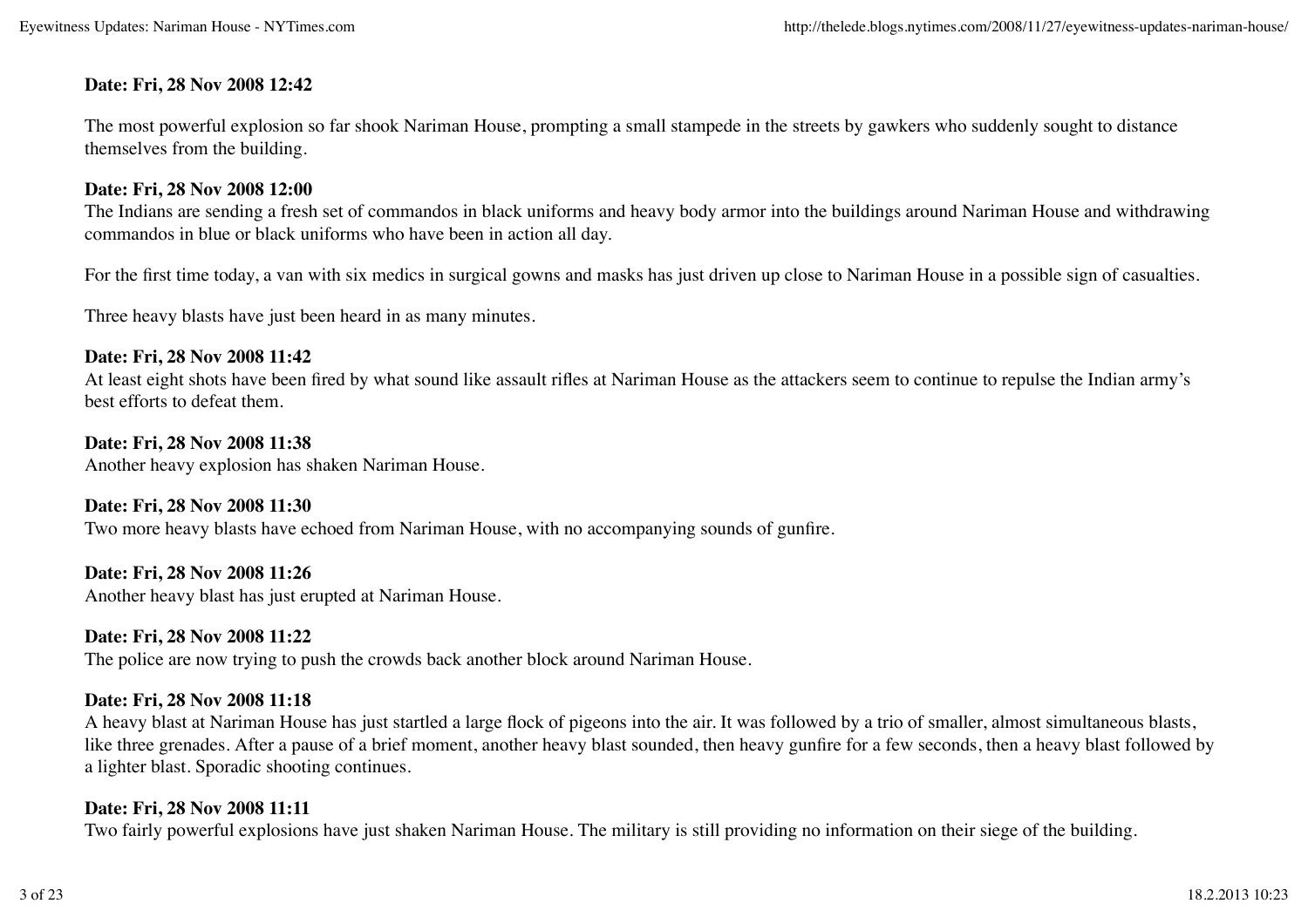**Date: Fri, 28 Nov 2008 12:42**

The most powerful explosion so far shook Nariman House, prompting a small stampede in the streets by gawkers who suddenly sought to distance themselves from the building.

**Date: Fri, 28 Nov 2008 12:00**

The Indians are sending a fresh set of commandos in black uniforms and heavy body armor into the buildings around Nariman House and withdrawing commandos in blue or black uniforms who have been in action all day.

For the first time today, a van with six medics in surgical gowns and masks has just driven up close to Nariman House in a possible sign of casualties.

Three heavy blasts have just been heard in as many minutes.

**Date: Fri, 28 Nov 2008 11:42**

At least eight shots have been fired by what sound like assault rifles at Nariman House as the attackers seem to continue to repulse the Indian army's best efforts to defeat them.

**Date: Fri, 28 Nov 2008 11:38**

Another heavy explosion has shaken Nariman House.

**Date: Fri, 28 Nov 2008 11:30**

Two more heavy blasts have echoed from Nariman House, with no accompanying sounds of gunfire.

**Date: Fri, 28 Nov 2008 11:26**

Another heavy blast has just erupted at Nariman House.

**Date: Fri, 28 Nov 2008 11:22**

The police are now trying to push the crowds back another block around Nariman House.

**Date: Fri, 28 Nov 2008 11:18**

A heavy blast at Nariman House has just startled a large flock of pigeons into the air. It was followed by a trio of smaller, almost simultaneous blasts, like three grenades. After a pause of a brief moment, another heavy blast sounded, then heavy gunfire for a few seconds, then a heavy blast followed by a lighter blast. Sporadic shooting continues.

**Date: Fri, 28 Nov 2008 11:11**

Two fairly powerful explosions have just shaken Nariman House. The military is still providing no information on their siege of the building.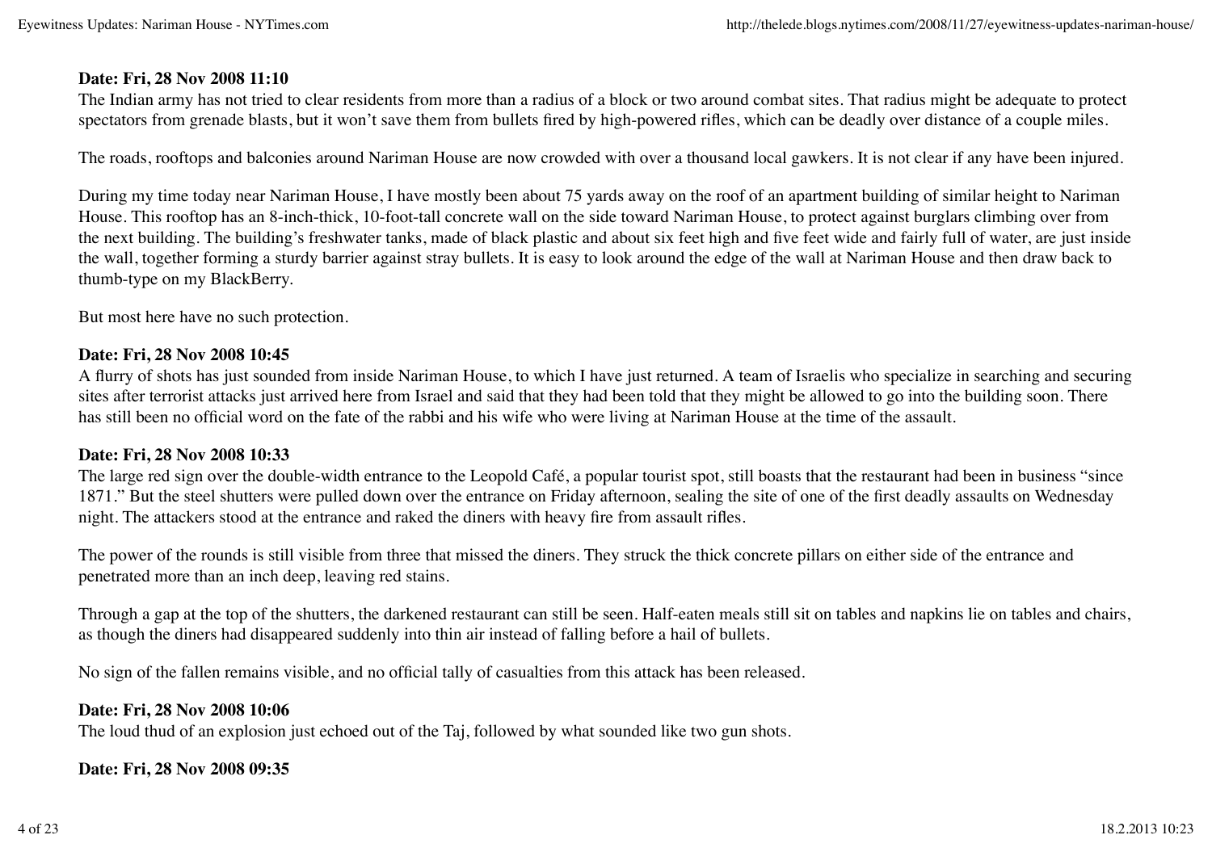**Date: Fri, 28 Nov 2008 11:10**

The Indian army has not tried to clear residents from more than a radius of a block or two around combat sites. That radius might be adequate to protect spectators from grenade blasts, but it won't save them from bullets fired by high-powered rifles, which can be deadly over distance of a couple miles.

The roads, rooftops and balconies around Nariman House are now crowded with over a thousand local gawkers. It is not clear if any have been injured.

During my time today near Nariman House, I have mostly been about 75 yards away on the roof of an apartment building of similar height to Nariman House. This rooftop has an 8-inch-thick, 10-foot-tall concrete wall on the side toward Nariman House, to protect against burglars climbing over from the next building. The building's freshwater tanks, made of black plastic and about six feet high and five feet wide and fairly full of water, are just inside the wall, together forming a sturdy barrier against stray bullets. It is easy to look around the edge of the wall at Nariman House and then draw back to thumb-type on my BlackBerry.

But most here have no such protection.

**Date: Fri, 28 Nov 2008 10:45**

A flurry of shots has just sounded from inside Nariman House, to which I have just returned. A team of Israelis who specialize in searching and securing sites after terrorist attacks just arrived here from Israel and said that they had been told that they might be allowed to go into the building soon. There has still been no official word on the fate of the rabbi and his wife who were living at Nariman House at the time of the assault.

**Date: Fri, 28 Nov 2008 10:33**

The large red sign over the double-width entrance to the Leopold Café, a popular tourist spot, still boasts that the restaurant had been in business "since 1871." But the steel shutters were pulled down over the entrance on Friday afternoon, sealing the site of one of the first deadly assaults on Wednesday night. The attackers stood at the entrance and raked the diners with heavy fire from assault rifles.

The power of the rounds is still visible from three that missed the diners. They struck the thick concrete pillars on either side of the entrance and penetrated more than an inch deep, leaving red stains.

Through a gap at the top of the shutters, the darkened restaurant can still be seen. Half-eaten meals still sit on tables and napkins lie on tables and chairs, as though the diners had disappeared suddenly into thin air instead of falling before a hail of bullets.

No sign of the fallen remains visible, and no official tally of casualties from this attack has been released.

**Date: Fri, 28 Nov 2008 10:06**

The loud thud of an explosion just echoed out of the Taj, followed by what sounded like two gun shots.

**Date: Fri, 28 Nov 2008 09:35**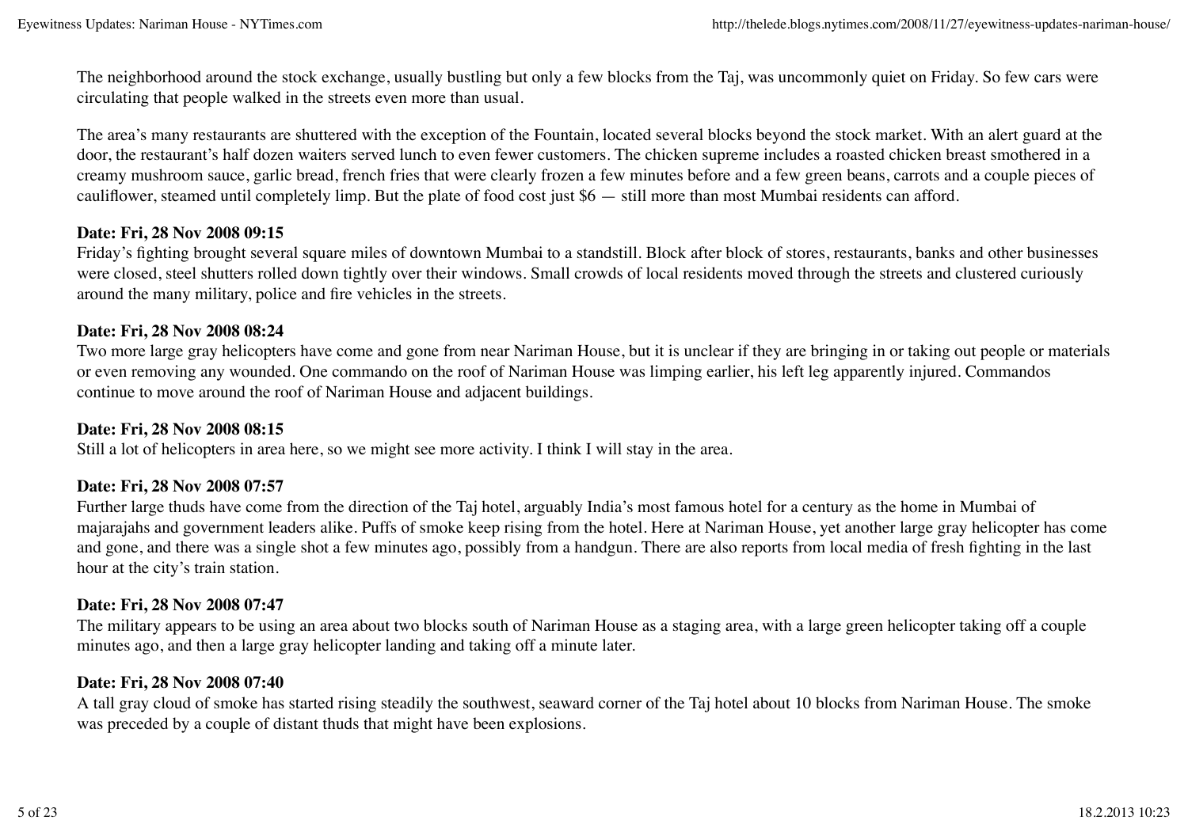The neighborhood around the stock exchange, usually bustling but only a few blocks from the Taj, was uncommonly quiet on Friday. So few cars were circulating that people walked in the streets even more than usual.

The area's many restaurants are shuttered with the exception of the Fountain, located several blocks beyond the stock market. With an alert guard at the door, the restaurant's half dozen waiters served lunch to even fewer customers. The chicken supreme includes a roasted chicken breast smothered in a creamy mushroom sauce, garlic bread, french fries that were clearly frozen a few minutes before and a few green beans, carrots and a couple pieces of cauliflower, steamed until completely limp. But the plate of food cost just $6 — still more than most Mumbai residents can afford.

**Date: Fri, 28 Nov 2008 09:15**
Friday's fighting brought several square miles of downtown Mumbai to a standstill. Block after block of stores, restaurants, banks and other businesses were closed, steel shutters rolled down tightly over their windows. Small crowds of local residents moved through the streets and clustered curiously around the many military, police and fire vehicles in the streets.

**Date: Fri, 28 Nov 2008 08:24**
Two more large gray helicopters have come and gone from near Nariman House, but it is unclear if they are bringing in or taking out people or materials or even removing any wounded. One commando on the roof of Nariman House was limping earlier, his left leg apparently injured. Commandos continue to move around the roof of Nariman House and adjacent buildings.

**Date: Fri, 28 Nov 2008 08:15**
Still a lot of helicopters in area here, so we might see more activity. I think I will stay in the area.

**Date: Fri, 28 Nov 2008 07:57**
Further large thuds have come from the direction of the Taj hotel, arguably India's most famous hotel for a century as the home in Mumbai of majarajahs and government leaders alike. Puffs of smoke keep rising from the hotel. Here at Nariman House, yet another large gray helicopter has come and gone, and there was a single shot a few minutes ago, possibly from a handgun. There are also reports from local media of fresh fighting in the last hour at the city's train station.

**Date: Fri, 28 Nov 2008 07:47**
The military appears to be using an area about two blocks south of Nariman House as a staging area, with a large green helicopter taking off a couple minutes ago, and then a large gray helicopter landing and taking off a minute later.

**Date: Fri, 28 Nov 2008 07:40**
A tall gray cloud of smoke has started rising steadily the southwest, seaward corner of the Taj hotel about 10 blocks from Nariman House. The smoke was preceded by a couple of distant thuds that might have been explosions.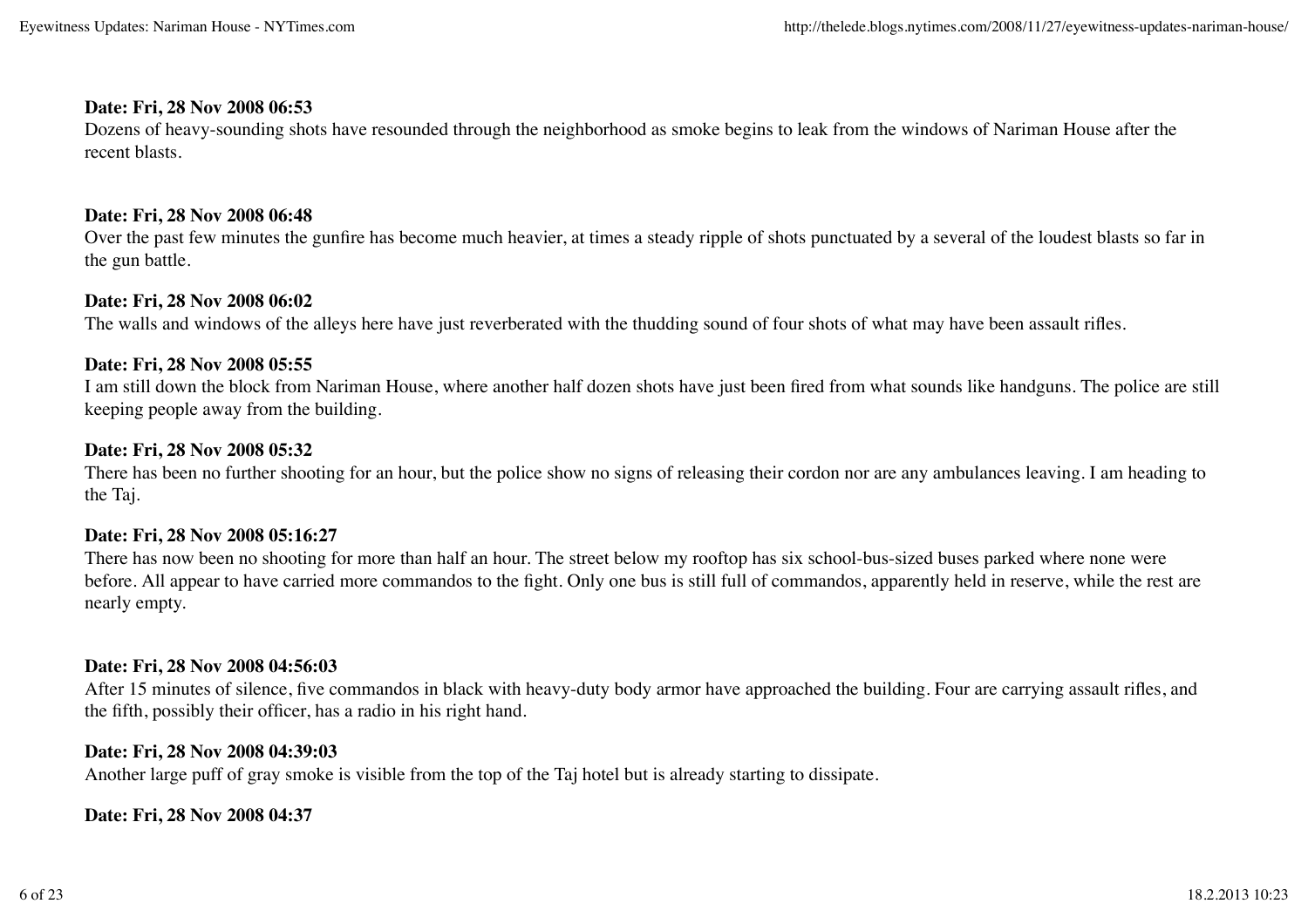**Date: Fri, 28 Nov 2008 06:53**
Dozens of heavy-sounding shots have resounded through the neighborhood as smoke begins to leak from the windows of Nariman House after the recent blasts.

**Date: Fri, 28 Nov 2008 06:48**
Over the past few minutes the gunfire has become much heavier, at times a steady ripple of shots punctuated by a several of the loudest blasts so far in the gun battle.

**Date: Fri, 28 Nov 2008 06:02**
The walls and windows of the alleys here have just reverberated with the thudding sound of four shots of what may have been assault rifles.

**Date: Fri, 28 Nov 2008 05:55**
I am still down the block from Nariman House, where another half dozen shots have just been fired from what sounds like handguns. The police are still keeping people away from the building.

**Date: Fri, 28 Nov 2008 05:32**
There has been no further shooting for an hour, but the police show no signs of releasing their cordon nor are any ambulances leaving. I am heading to the Taj.

**Date: Fri, 28 Nov 2008 05:16:27**
There has now been no shooting for more than half an hour. The street below my rooftop has six school-bus-sized buses parked where none were before. All appear to have carried more commandos to the fight. Only one bus is still full of commandos, apparently held in reserve, while the rest are nearly empty.

**Date: Fri, 28 Nov 2008 04:56:03**
After 15 minutes of silence, five commandos in black with heavy-duty body armor have approached the building. Four are carrying assault rifles, and the fifth, possibly their officer, has a radio in his right hand.

**Date: Fri, 28 Nov 2008 04:39:03**
Another large puff of gray smoke is visible from the top of the Taj hotel but is already starting to dissipate.

**Date: Fri, 28 Nov 2008 04:37**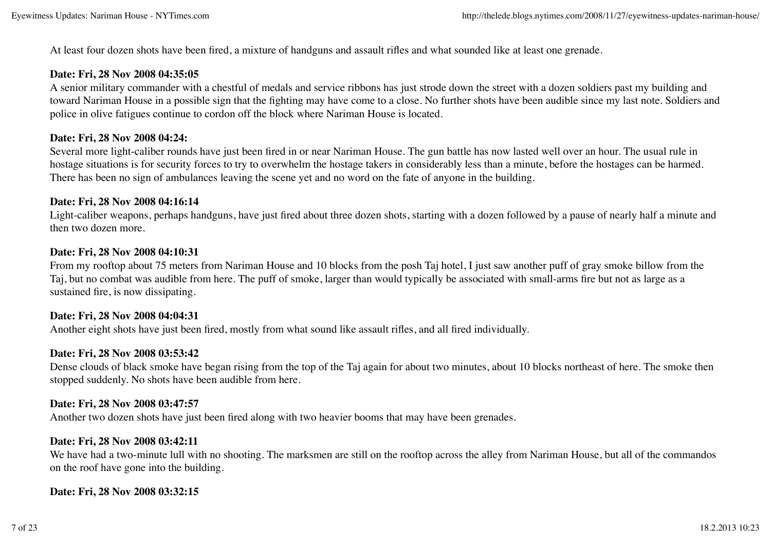At least four dozen shots have been fired, a mixture of handguns and assault rifles and what sounded like at least one grenade.

**Date: Fri, 28 Nov 2008 04:35:05**
A senior military commander with a chestful of medals and service ribbons has just strode down the street with a dozen soldiers past my building and toward Nariman House in a possible sign that the fighting may have come to a close. No further shots have been audible since my last note. Soldiers and police in olive fatigues continue to cordon off the block where Nariman House is located.

**Date: Fri, 28 Nov 2008 04:24:**
Several more light-caliber rounds have just been fired in or near Nariman House. The gun battle has now lasted well over an hour. The usual rule in hostage situations is for security forces to try to overwhelm the hostage takers in considerably less than a minute, before the hostages can be harmed. There has been no sign of ambulances leaving the scene yet and no word on the fate of anyone in the building.

**Date: Fri, 28 Nov 2008 04:16:14**
Light-caliber weapons, perhaps handguns, have just fired about three dozen shots, starting with a dozen followed by a pause of nearly half a minute and then two dozen more.

**Date: Fri, 28 Nov 2008 04:10:31**
From my rooftop about 75 meters from Nariman House and 10 blocks from the posh Taj hotel, I just saw another puff of gray smoke billow from the Taj, but no combat was audible from here. The puff of smoke, larger than would typically be associated with small-arms fire but not as large as a sustained fire, is now dissipating.

**Date: Fri, 28 Nov 2008 04:04:31**
Another eight shots have just been fired, mostly from what sound like assault rifles, and all fired individually.

**Date: Fri, 28 Nov 2008 03:53:42**
Dense clouds of black smoke have began rising from the top of the Taj again for about two minutes, about 10 blocks northeast of here. The smoke then stopped suddenly. No shots have been audible from here.

**Date: Fri, 28 Nov 2008 03:47:57**
Another two dozen shots have just been fired along with two heavier booms that may have been grenades.

**Date: Fri, 28 Nov 2008 03:42:11**
We have had a two-minute lull with no shooting. The marksmen are still on the rooftop across the alley from Nariman House, but all of the commandos on the roof have gone into the building.

**Date: Fri, 28 Nov 2008 03:32:15**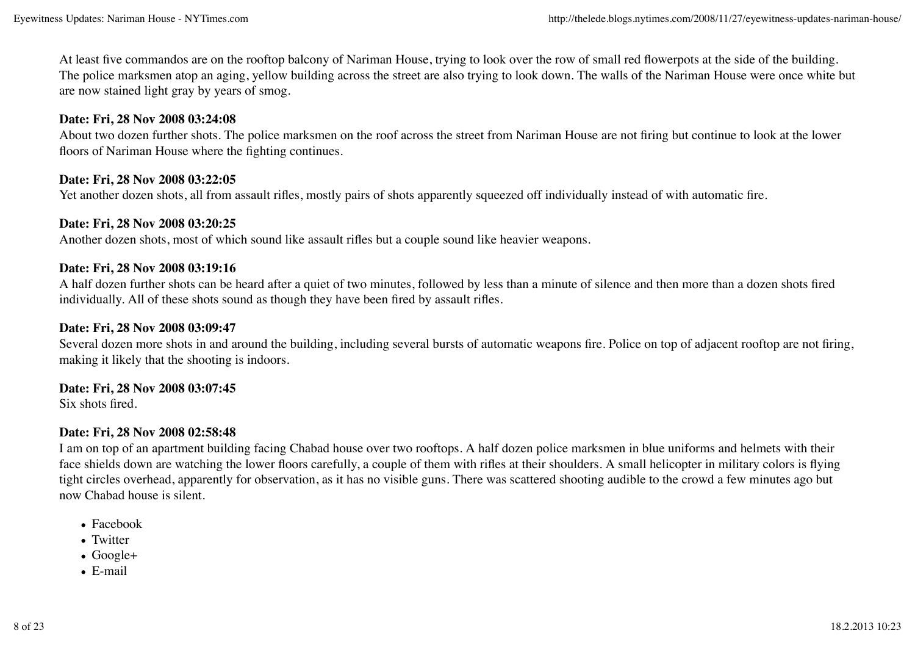At least five commandos are on the rooftop balcony of Nariman House, trying to look over the row of small red flowerpots at the side of the building. The police marksmen atop an aging, yellow building across the street are also trying to look down. The walls of the Nariman House were once white but are now stained light gray by years of smog.

**Date: Fri, 28 Nov 2008 03:24:08**
About two dozen further shots. The police marksmen on the roof across the street from Nariman House are not firing but continue to look at the lower floors of Nariman House where the fighting continues.

**Date: Fri, 28 Nov 2008 03:22:05**
Yet another dozen shots, all from assault rifles, mostly pairs of shots apparently squeezed off individually instead of with automatic fire.

**Date: Fri, 28 Nov 2008 03:20:25**
Another dozen shots, most of which sound like assault rifles but a couple sound like heavier weapons.

**Date: Fri, 28 Nov 2008 03:19:16**
A half dozen further shots can be heard after a quiet of two minutes, followed by less than a minute of silence and then more than a dozen shots fired individually. All of these shots sound as though they have been fired by assault rifles.

**Date: Fri, 28 Nov 2008 03:09:47**
Several dozen more shots in and around the building, including several bursts of automatic weapons fire. Police on top of adjacent rooftop are not firing, making it likely that the shooting is indoors.

**Date: Fri, 28 Nov 2008 03:07:45**
Six shots fired.

**Date: Fri, 28 Nov 2008 02:58:48**
I am on top of an apartment building facing Chabad house over two rooftops. A half dozen police marksmen in blue uniforms and helmets with their face shields down are watching the lower floors carefully, a couple of them with rifles at their shoulders. A small helicopter in military colors is flying tight circles overhead, apparently for observation, as it has no visible guns. There was scattered shooting audible to the crowd a few minutes ago but now Chabad house is silent.

- Facebook
- Twitter
- Google+
- E-mail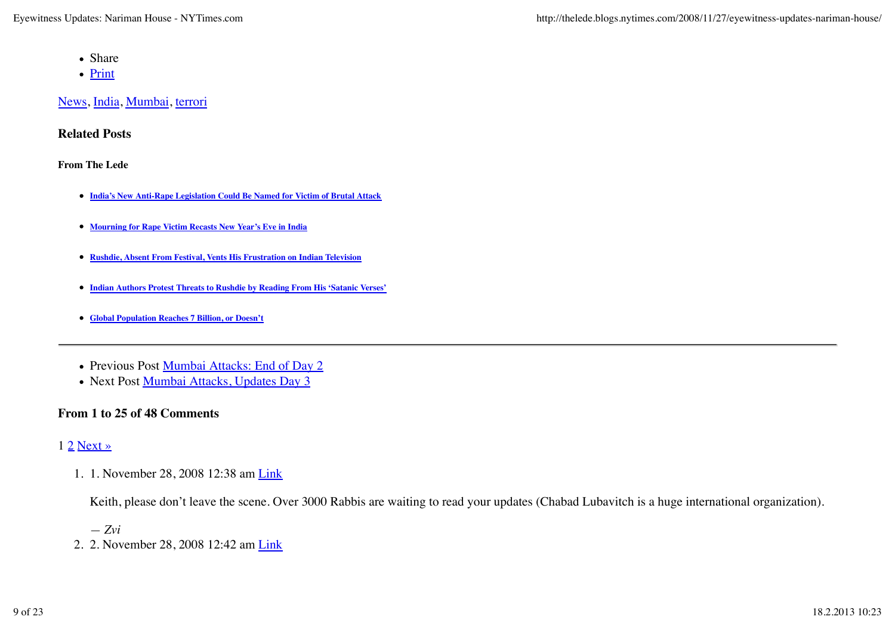- Share
- [Print]

[News], [India], [Mumbai], [terrori]

### Related Posts

#### From The Lede

- **[India's New Anti-Rape Legislation Could Be Named for Victim of Brutal Attack]**
- **[Mourning for Rape Victim Recasts New Year's Eve in India]**
- **[Rushdie, Absent From Festival, Vents His Frustration on Indian Television]**
- **[Indian Authors Protest Threats to Rushdie by Reading From His 'Satanic Verses']**
- **[Global Population Reaches 7 Billion, or Doesn't]**

---

- Previous Post [Mumbai Attacks: End of Day 2]
- Next Post [Mumbai Attacks, Updates Day 3]

### From 1 to 25 of 48 Comments

1 [2] [Next »]

1. 1. November 28, 2008 12:38 am [Link]

   Keith, please don't leave the scene. Over 3000 Rabbis are waiting to read your updates (Chabad Lubavitch is a huge international organization).

   *— Zvi*
2. 2. November 28, 2008 12:42 am [Link]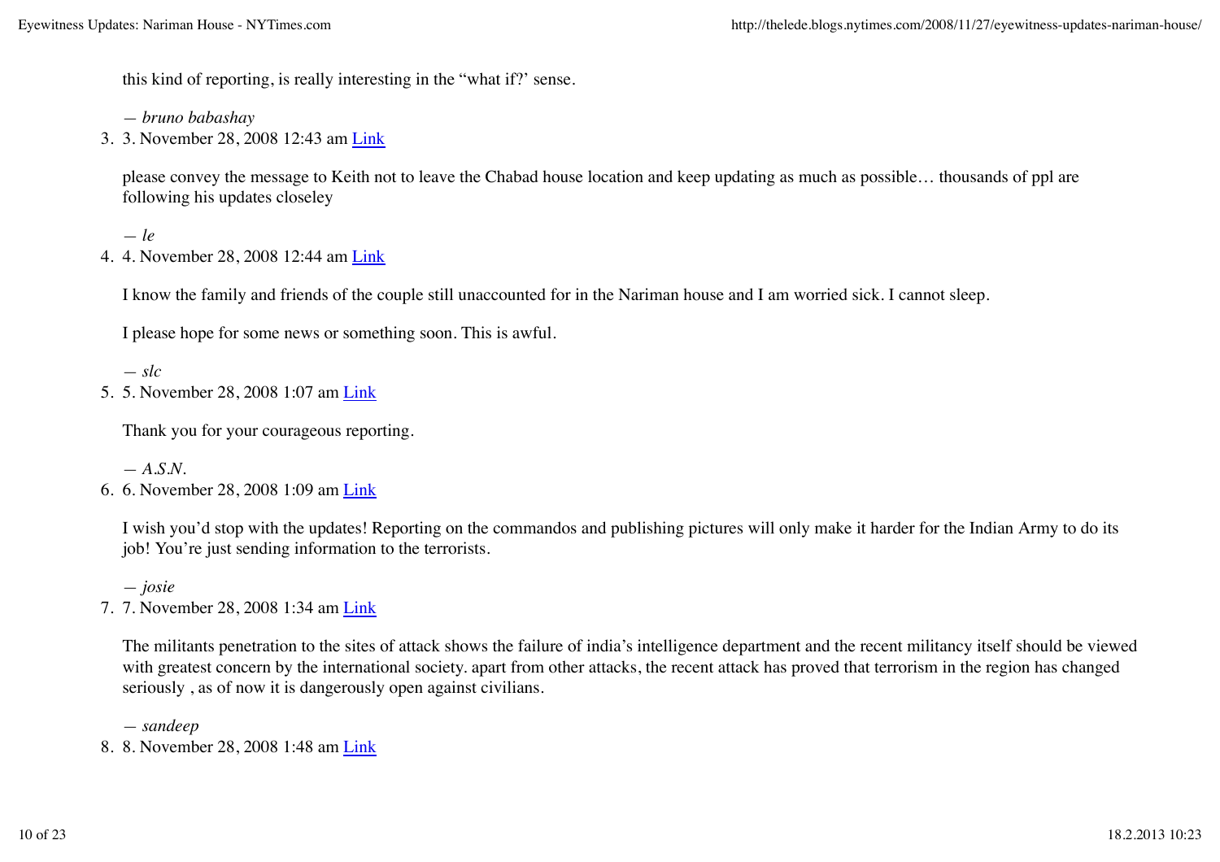this kind of reporting, is really interesting in the "what if?' sense.

— *bruno babashay*

3. 3. November 28, 2008 12:43 am [Link]

   please convey the message to Keith not to leave the Chabad house location and keep updating as much as possible… thousands of ppl are following his updates closeley

   — *le*

4. 4. November 28, 2008 12:44 am [Link]

   I know the family and friends of the couple still unaccounted for in the Nariman house and I am worried sick. I cannot sleep.

   I please hope for some news or something soon. This is awful.

   — *slc*

5. 5. November 28, 2008 1:07 am [Link]

   Thank you for your courageous reporting.

   — *A.S.N.*

6. 6. November 28, 2008 1:09 am [Link]

   I wish you'd stop with the updates! Reporting on the commandos and publishing pictures will only make it harder for the Indian Army to do its job! You're just sending information to the terrorists.

   — *josie*

7. 7. November 28, 2008 1:34 am [Link]

   The militants penetration to the sites of attack shows the failure of india's intelligence department and the recent militancy itself should be viewed with greatest concern by the international society. apart from other attacks, the recent attack has proved that terrorism in the region has changed seriously , as of now it is dangerously open against civilians.

   — *sandeep*

8. 8. November 28, 2008 1:48 am [Link]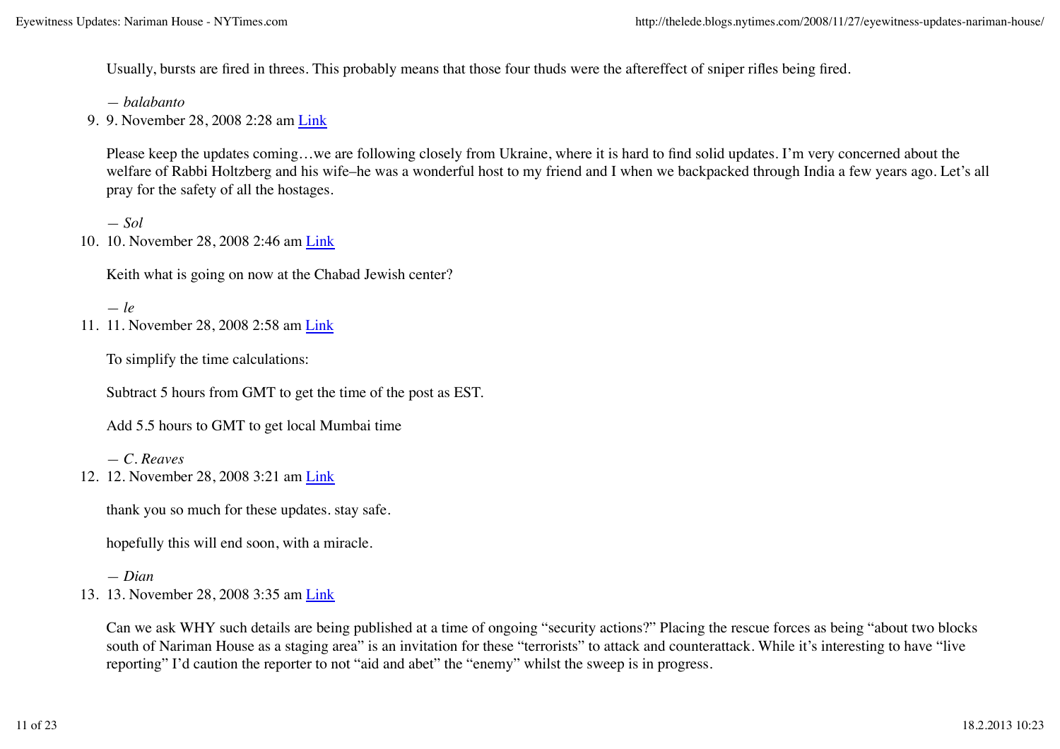Usually, bursts are fired in threes. This probably means that those four thuds were the aftereffect of sniper rifles being fired.

— *balabanto*

9. 9. November 28, 2008 2:28 am [Link]

   Please keep the updates coming…we are following closely from Ukraine, where it is hard to find solid updates. I'm very concerned about the welfare of Rabbi Holtzberg and his wife–he was a wonderful host to my friend and I when we backpacked through India a few years ago. Let's all pray for the safety of all the hostages.

   — *Sol*

10. 10. November 28, 2008 2:46 am [Link]

    Keith what is going on now at the Chabad Jewish center?

    — *le*

11. 11. November 28, 2008 2:58 am [Link]

    To simplify the time calculations:

    Subtract 5 hours from GMT to get the time of the post as EST.

    Add 5.5 hours to GMT to get local Mumbai time

    — *C. Reaves*

12. 12. November 28, 2008 3:21 am [Link]

    thank you so much for these updates. stay safe.

    hopefully this will end soon, with a miracle.

    — *Dian*

13. 13. November 28, 2008 3:35 am [Link]

    Can we ask WHY such details are being published at a time of ongoing "security actions?" Placing the rescue forces as being "about two blocks south of Nariman House as a staging area" is an invitation for these "terrorists" to attack and counterattack. While it's interesting to have "live reporting" I'd caution the reporter to not "aid and abet" the "enemy" whilst the sweep is in progress.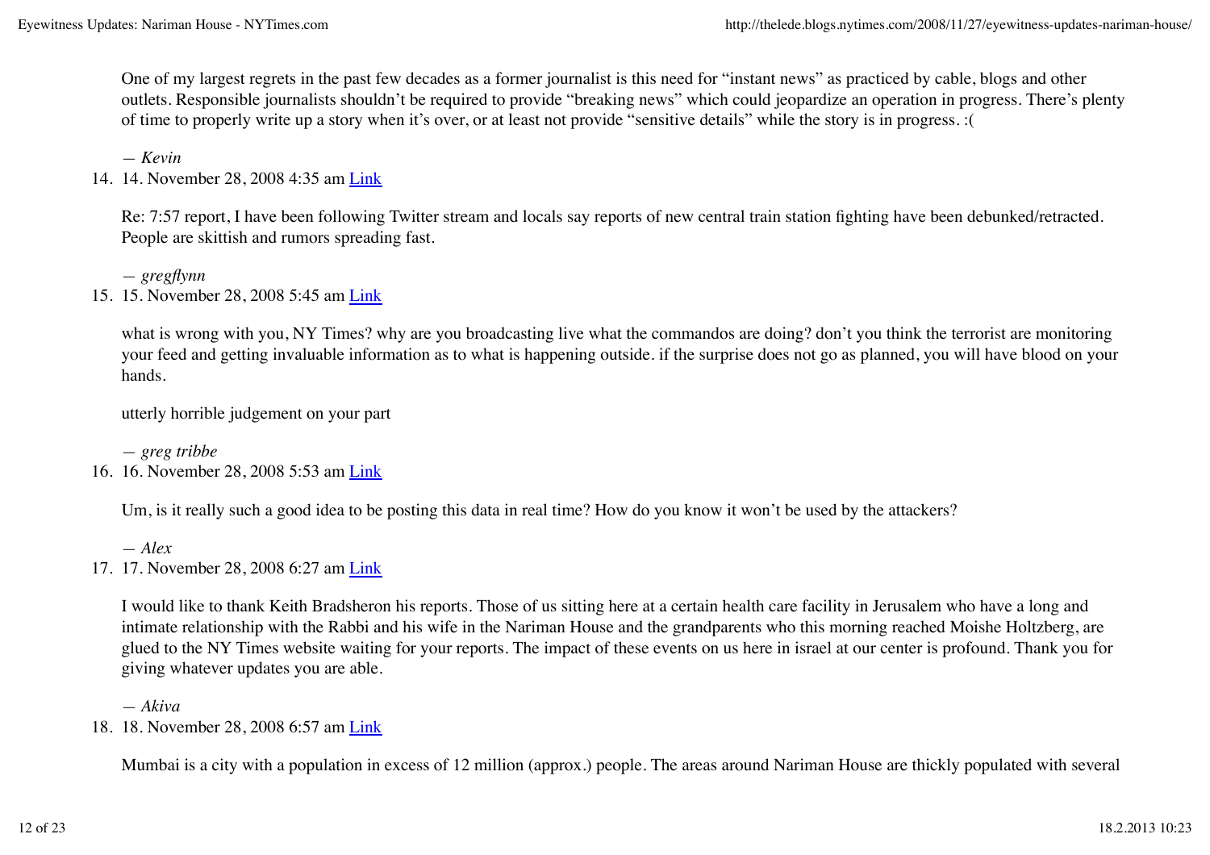One of my largest regrets in the past few decades as a former journalist is this need for “instant news” as practiced by cable, blogs and other outlets. Responsible journalists shouldn’t be required to provide “breaking news” which could jeopardize an operation in progress. There’s plenty of time to properly write up a story when it’s over, or at least not provide “sensitive details” while the story is in progress. :(

— *Kevin*

14. 14. November 28, 2008 4:35 am Link

Re: 7:57 report, I have been following Twitter stream and locals say reports of new central train station fighting have been debunked/retracted. People are skittish and rumors spreading fast.

— *gregflynn*

15. 15. November 28, 2008 5:45 am Link

what is wrong with you, NY Times? why are you broadcasting live what the commandos are doing? don’t you think the terrorist are monitoring your feed and getting invaluable information as to what is happening outside. if the surprise does not go as planned, you will have blood on your hands.

utterly horrible judgement on your part

— *greg tribbe*

16. 16. November 28, 2008 5:53 am Link

Um, is it really such a good idea to be posting this data in real time? How do you know it won’t be used by the attackers?

— *Alex*

17. 17. November 28, 2008 6:27 am Link

I would like to thank Keith Bradsheron his reports. Those of us sitting here at a certain health care facility in Jerusalem who have a long and intimate relationship with the Rabbi and his wife in the Nariman House and the grandparents who this morning reached Moishe Holtzberg, are glued to the NY Times website waiting for your reports. The impact of these events on us here in israel at our center is profound. Thank you for giving whatever updates you are able.

— *Akiva*

18. 18. November 28, 2008 6:57 am Link

Mumbai is a city with a population in excess of 12 million (approx.) people. The areas around Nariman House are thickly populated with several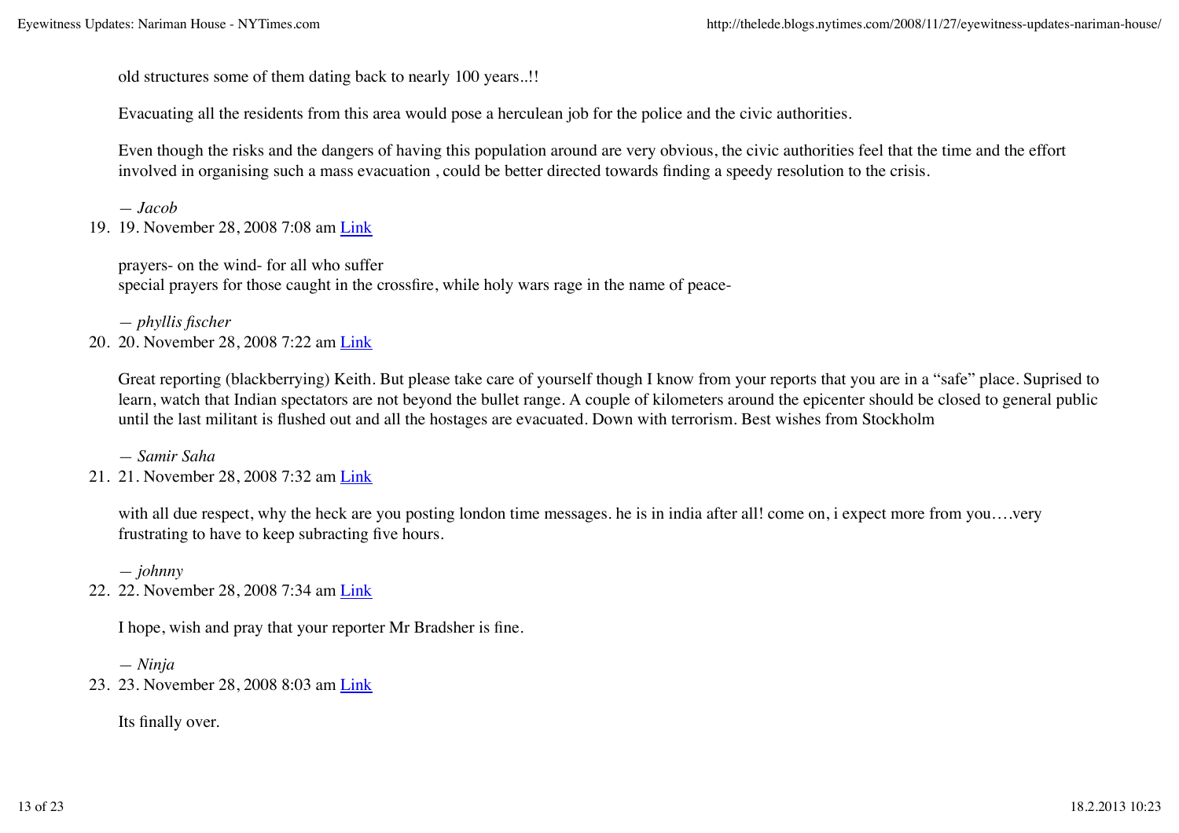old structures some of them dating back to nearly 100 years..!!

Evacuating all the residents from this area would pose a herculean job for the police and the civic authorities.

Even though the risks and the dangers of having this population around are very obvious, the civic authorities feel that the time and the effort involved in organising such a mass evacuation , could be better directed towards finding a speedy resolution to the crisis.

*— Jacob*

19. 19. November 28, 2008 7:08 am Link

prayers- on the wind- for all who suffer
special prayers for those caught in the crossfire, while holy wars rage in the name of peace-

*— phyllis fischer*

20. 20. November 28, 2008 7:22 am Link

Great reporting (blackberrying) Keith. But please take care of yourself though I know from your reports that you are in a "safe" place. Suprised to learn, watch that Indian spectators are not beyond the bullet range. A couple of kilometers around the epicenter should be closed to general public until the last militant is flushed out and all the hostages are evacuated. Down with terrorism. Best wishes from Stockholm

*— Samir Saha*

21. 21. November 28, 2008 7:32 am Link

with all due respect, why the heck are you posting london time messages. he is in india after all! come on, i expect more from you….very frustrating to have to keep subracting five hours.

*— johnny*

22. 22. November 28, 2008 7:34 am Link

I hope, wish and pray that your reporter Mr Bradsher is fine.

*— Ninja*

23. 23. November 28, 2008 8:03 am Link

Its finally over.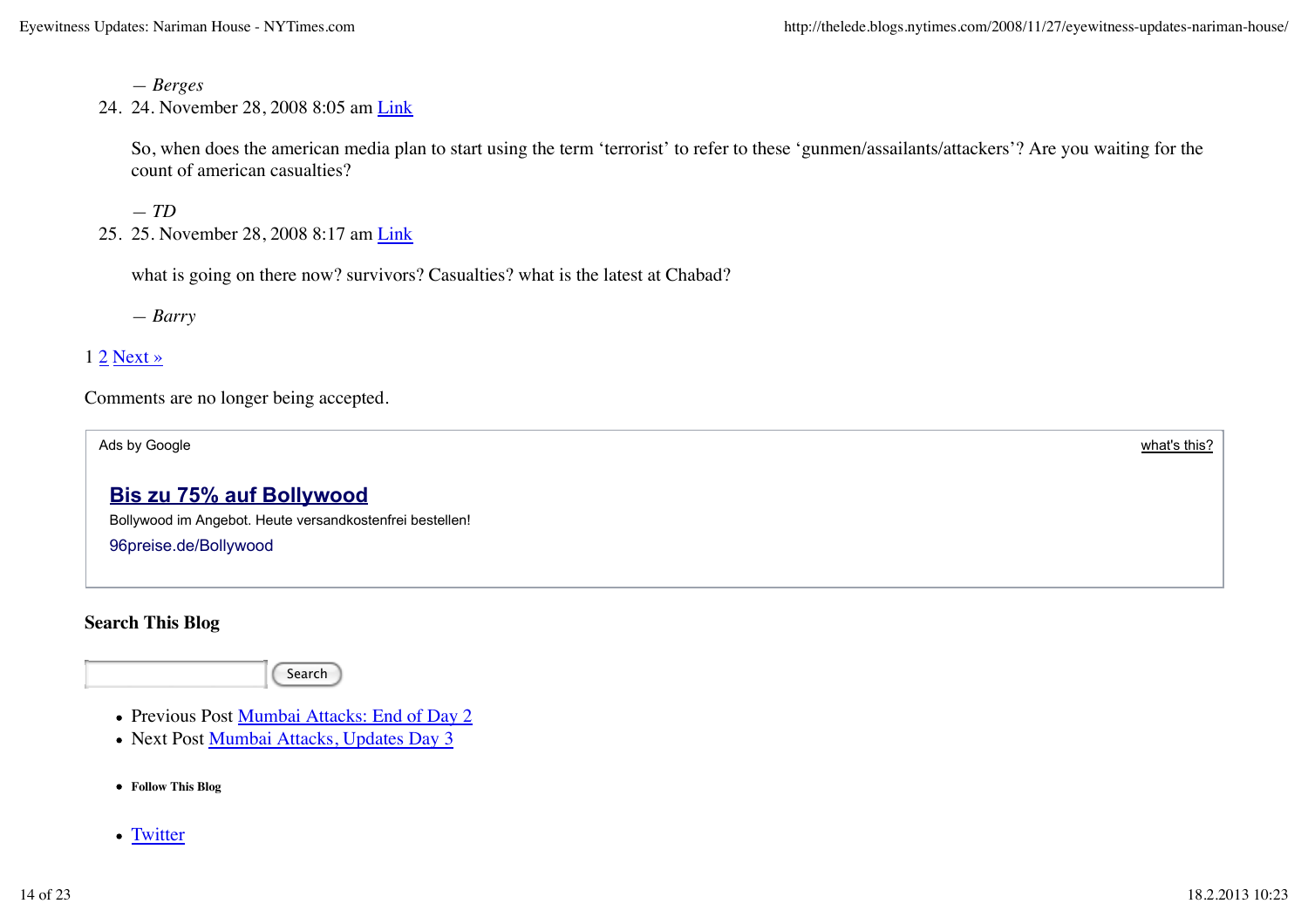— *Berges*

24. 24. November 28, 2008 8:05 am Link

 So, when does the american media plan to start using the term 'terrorist' to refer to these 'gunmen/assailants/attackers'? Are you waiting for the count of american casualties?

 — *TD*

25. 25. November 28, 2008 8:17 am Link

 what is going on there now? survivors? Casualties? what is the latest at Chabad?

 — *Barry*

1 2 Next »

Comments are no longer being accepted.

Ads by Google what's this?

**Bis zu 75% auf Bollywood**

Bollywood im Angebot. Heute versandkostenfrei bestellen!

96preise.de/Bollywood

**Search This Blog**

Search

- Previous Post Mumbai Attacks: End of Day 2
- Next Post Mumbai Attacks, Updates Day 3

- **Follow This Blog**

- Twitter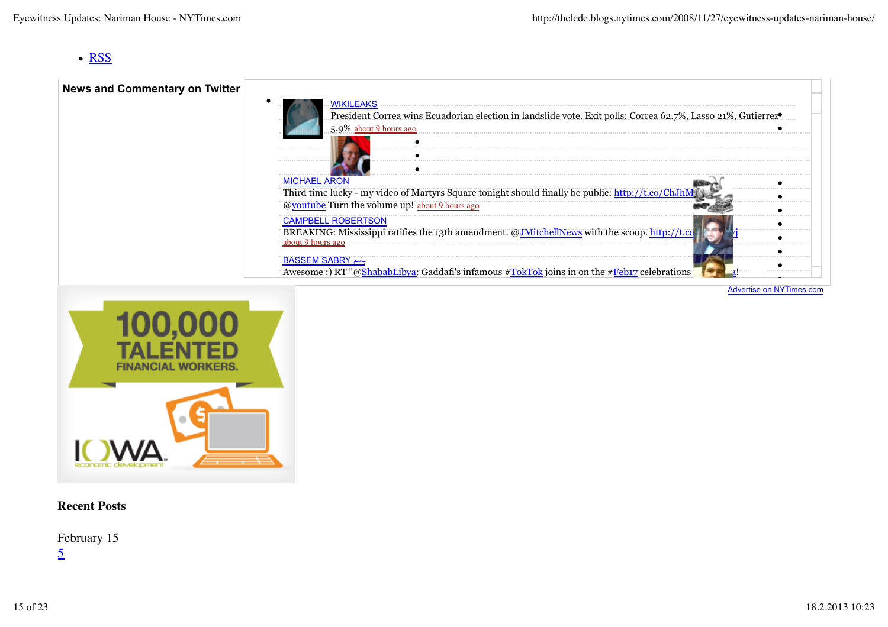- RSS

**News and Commentary on Twitter**

- WIKILEAKS
  President Correa wins Ecuadorian election in landslide vote. Exit polls: Correa 62.7%, Lasso 21%, Gutierrez 5.9% about 9 hours ago

- MICHAEL ARON
  Third time lucky - my video of Martyrs Square tonight should finally be public: http://t.co/ChJhM @youtube Turn the volume up! about 9 hours ago

- CAMPBELL ROBERTSON
  BREAKING: Mississippi ratifies the 13th amendment. @JMitchellNews with the scoop. http://t.co
  about 9 hours ago

- BASSEM SABRY باسم
  Awesome :) RT "@ShababLibya: Gaddafi's infamous #TokTok joins in on the #Feb17 celebrations

Advertise on NYTimes.com

### Recent Posts

February 15
5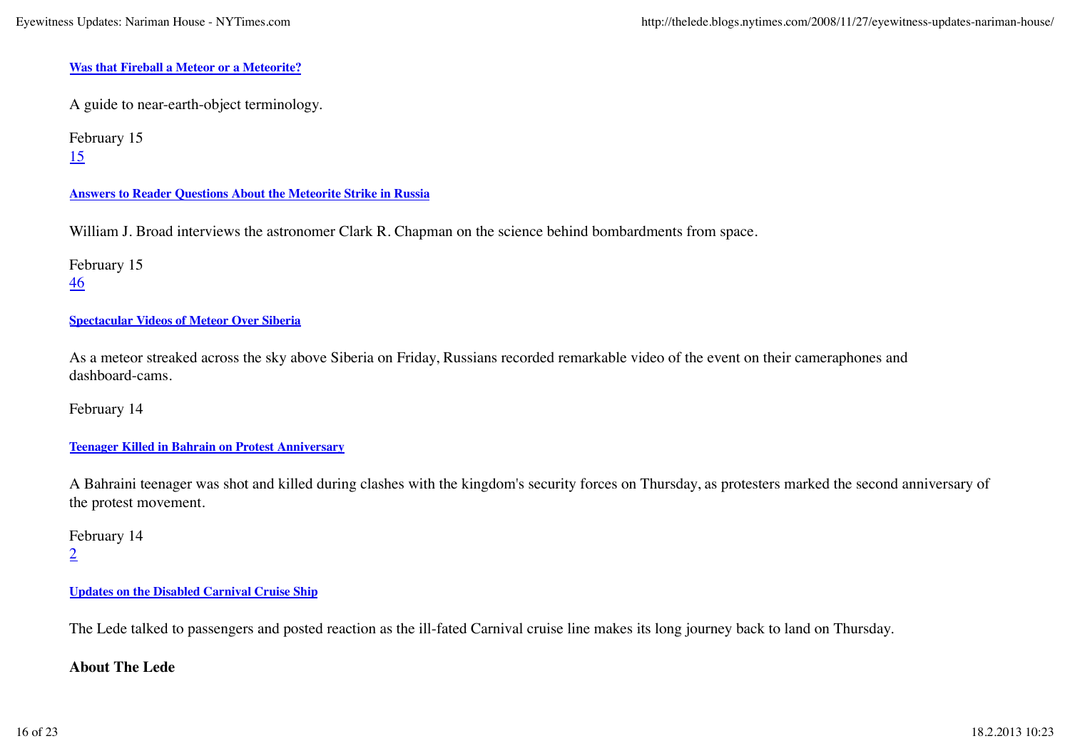**Was that Fireball a Meteor or a Meteorite?**

A guide to near-earth-object terminology.

February 15
15

**Answers to Reader Questions About the Meteorite Strike in Russia**

William J. Broad interviews the astronomer Clark R. Chapman on the science behind bombardments from space.

February 15
46

**Spectacular Videos of Meteor Over Siberia**

As a meteor streaked across the sky above Siberia on Friday, Russians recorded remarkable video of the event on their cameraphones and dashboard-cams.

February 14

**Teenager Killed in Bahrain on Protest Anniversary**

A Bahraini teenager was shot and killed during clashes with the kingdom's security forces on Thursday, as protesters marked the second anniversary of the protest movement.

February 14
2

**Updates on the Disabled Carnival Cruise Ship**

The Lede talked to passengers and posted reaction as the ill-fated Carnival cruise line makes its long journey back to land on Thursday.

**About The Lede**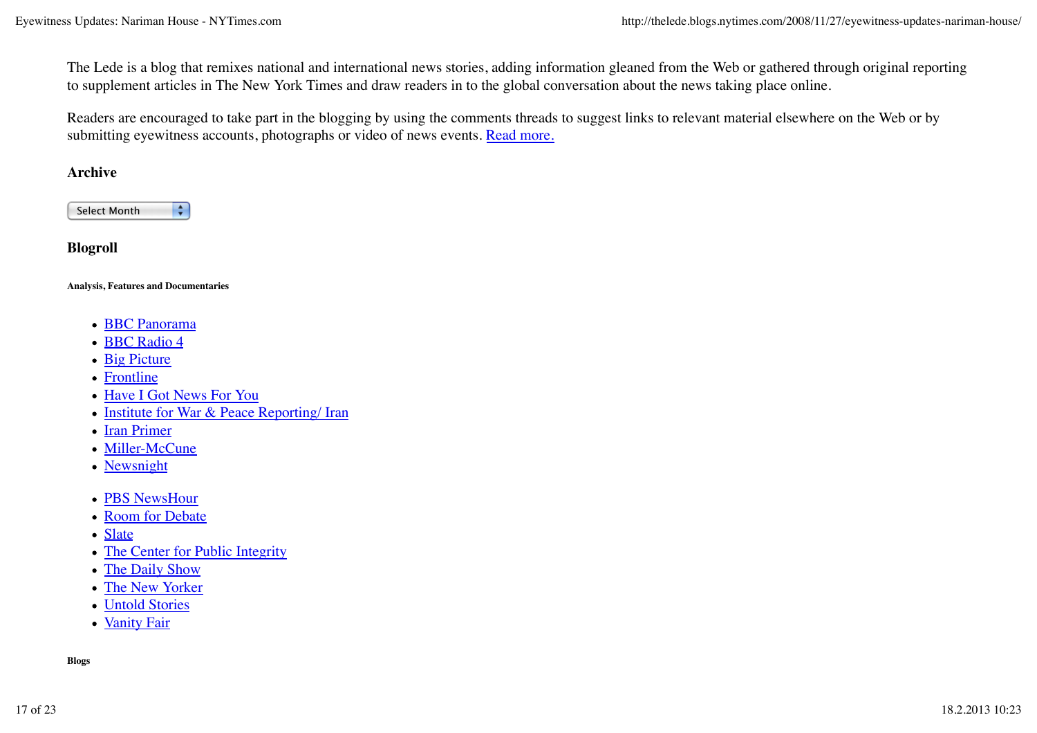The Lede is a blog that remixes national and international news stories, adding information gleaned from the Web or gathered through original reporting to supplement articles in The New York Times and draw readers in to the global conversation about the news taking place online.

Readers are encouraged to take part in the blogging by using the comments threads to suggest links to relevant material elsewhere on the Web or by submitting eyewitness accounts, photographs or video of news events. Read more.

### Archive

Select Month

### Blogroll

##### Analysis, Features and Documentaries

- BBC Panorama
- BBC Radio 4
- Big Picture
- Frontline
- Have I Got News For You
- Institute for War & Peace Reporting/ Iran
- Iran Primer
- Miller-McCune
- Newsnight

- PBS NewsHour
- Room for Debate
- Slate
- The Center for Public Integrity
- The Daily Show
- The New Yorker
- Untold Stories
- Vanity Fair

##### Blogs